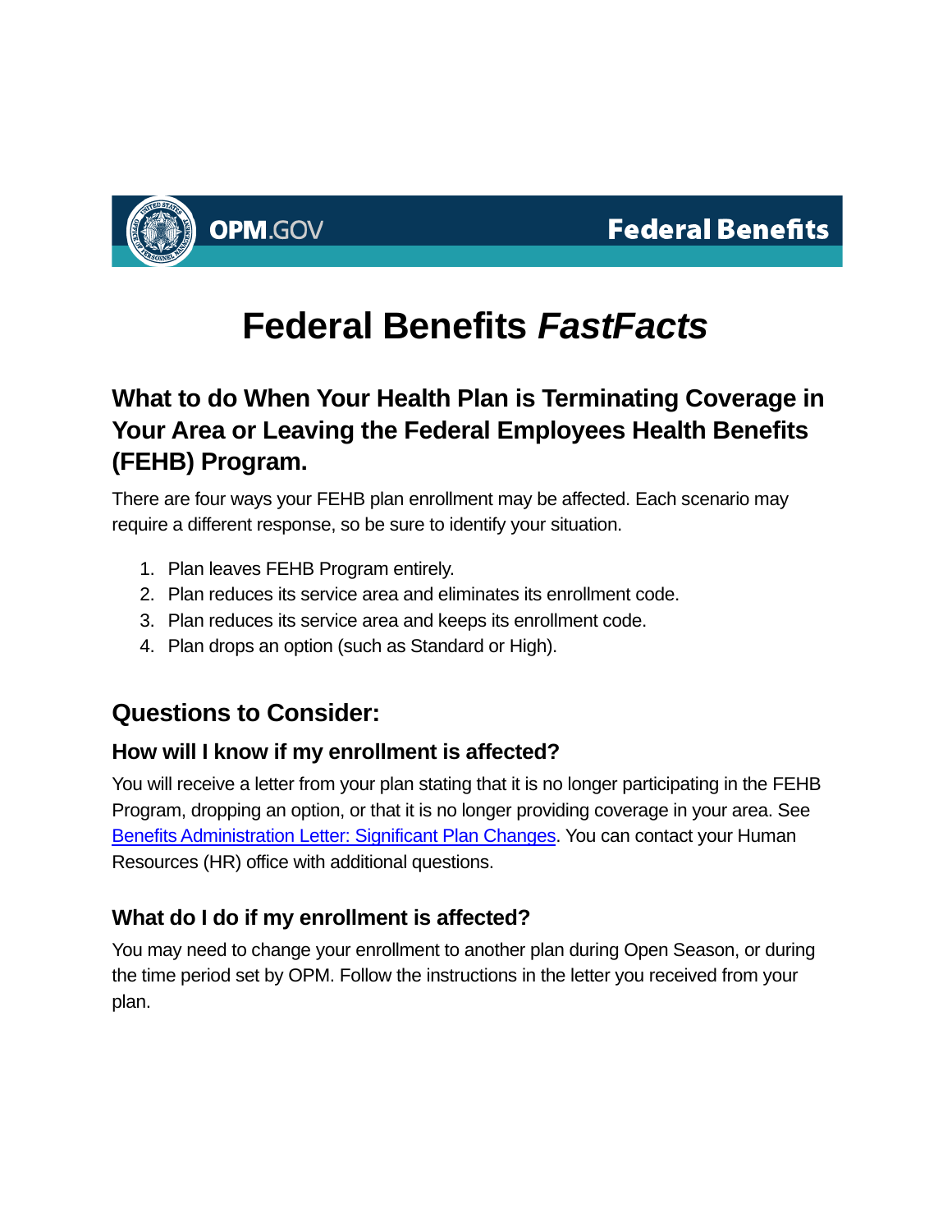# Federal Benefits *FastFacts*

## What to do When Your Health Plan is Terminating Coverage in Your Area or Leaving the Federal Employees Health Benefits (FEHB) Program.

There are four ways your FEHB plan enrollment may be affected. Each scenario may require a different response, so be sure to identify your situation.

1. Plan leaves FEHB Program entirely.
2. Plan reduces its service area and eliminates its enrollment code.
3. Plan reduces its service area and keeps its enrollment code.
4. Plan drops an option (such as Standard or High).

## Questions to Consider:

### How will I know if my enrollment is affected?

You will receive a letter from your plan stating that it is no longer participating in the FEHB Program, dropping an option, or that it is no longer providing coverage in your area. See Benefits Administration Letter: Significant Plan Changes. You can contact your Human Resources (HR) office with additional questions.

### What do I do if my enrollment is affected?

You may need to change your enrollment to another plan during Open Season, or during the time period set by OPM. Follow the instructions in the letter you received from your plan.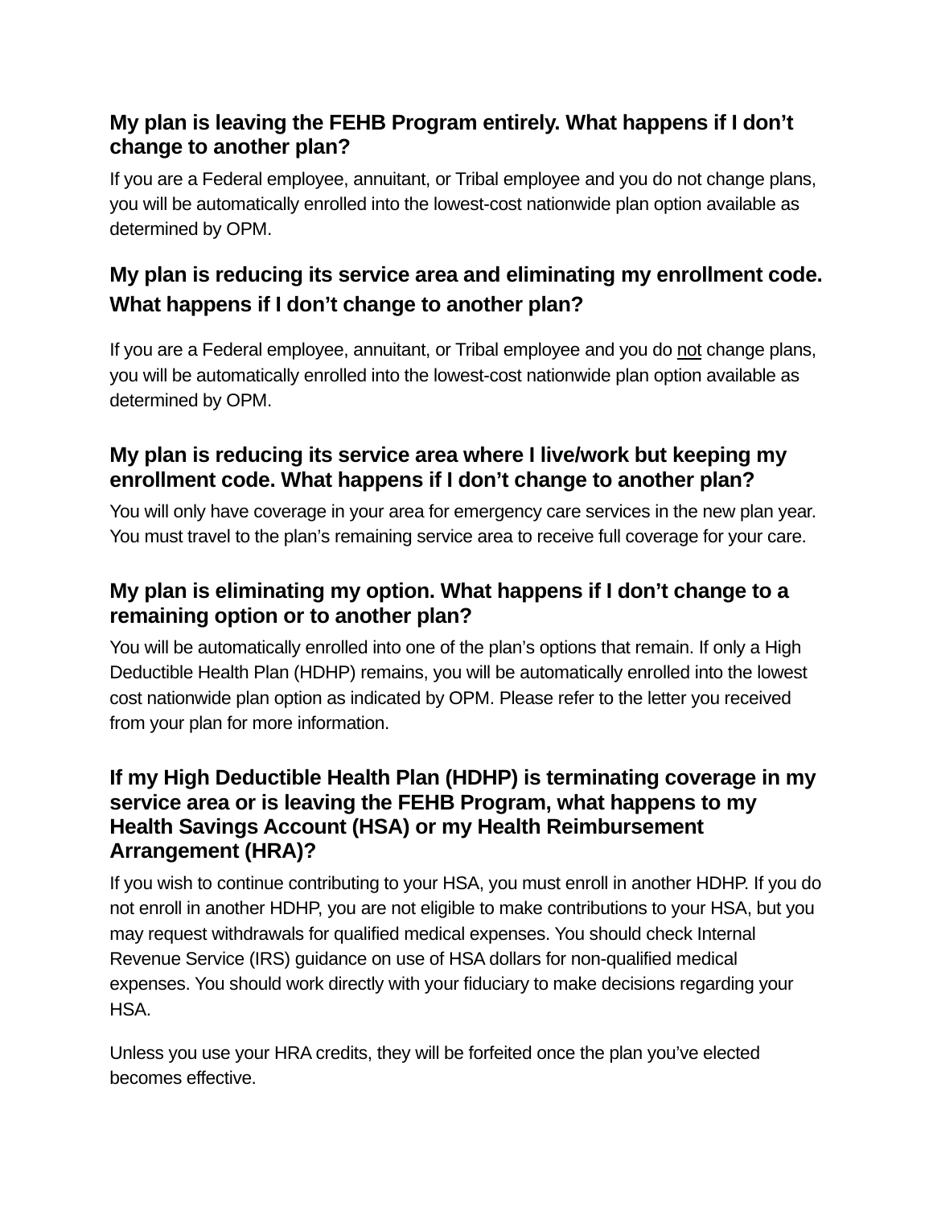### My plan is leaving the FEHB Program entirely. What happens if I don't change to another plan?

If you are a Federal employee, annuitant, or Tribal employee and you do not change plans, you will be automatically enrolled into the lowest-cost nationwide plan option available as determined by OPM.

### My plan is reducing its service area and eliminating my enrollment code. What happens if I don't change to another plan?

If you are a Federal employee, annuitant, or Tribal employee and you do <u>not</u> change plans, you will be automatically enrolled into the lowest-cost nationwide plan option available as determined by OPM.

### My plan is reducing its service area where I live/work but keeping my enrollment code. What happens if I don't change to another plan?

You will only have coverage in your area for emergency care services in the new plan year. You must travel to the plan's remaining service area to receive full coverage for your care.

### My plan is eliminating my option. What happens if I don't change to a remaining option or to another plan?

You will be automatically enrolled into one of the plan's options that remain. If only a High Deductible Health Plan (HDHP) remains, you will be automatically enrolled into the lowest cost nationwide plan option as indicated by OPM. Please refer to the letter you received from your plan for more information.

### If my High Deductible Health Plan (HDHP) is terminating coverage in my service area or is leaving the FEHB Program, what happens to my Health Savings Account (HSA) or my Health Reimbursement Arrangement (HRA)?

If you wish to continue contributing to your HSA, you must enroll in another HDHP. If you do not enroll in another HDHP, you are not eligible to make contributions to your HSA, but you may request withdrawals for qualified medical expenses. You should check Internal Revenue Service (IRS) guidance on use of HSA dollars for non-qualified medical expenses. You should work directly with your fiduciary to make decisions regarding your HSA.

Unless you use your HRA credits, they will be forfeited once the plan you've elected becomes effective.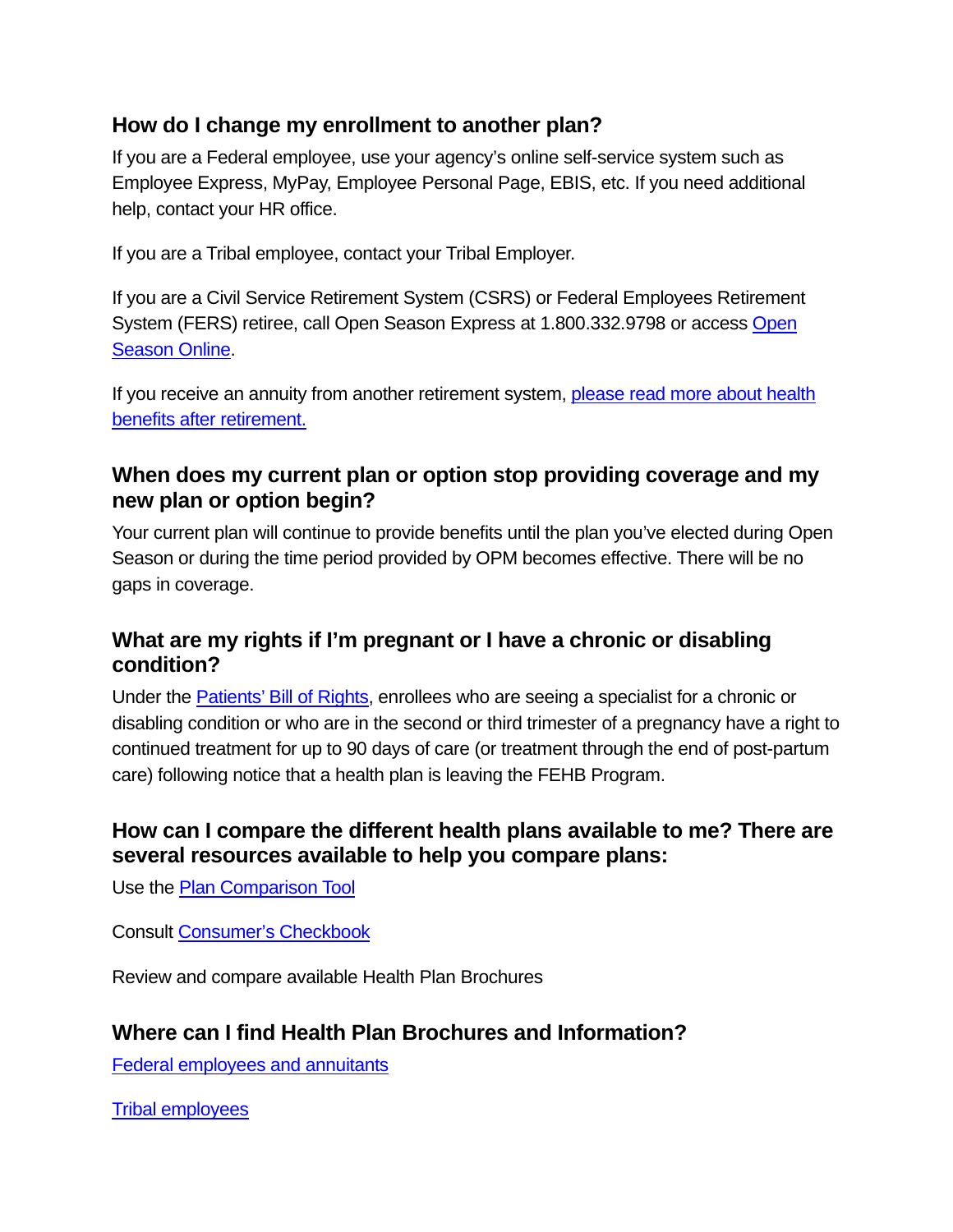## How do I change my enrollment to another plan?

If you are a Federal employee, use your agency's online self-service system such as Employee Express, MyPay, Employee Personal Page, EBIS, etc. If you need additional help, contact your HR office.

If you are a Tribal employee, contact your Tribal Employer.

If you are a Civil Service Retirement System (CSRS) or Federal Employees Retirement System (FERS) retiree, call Open Season Express at 1.800.332.9798 or access Open Season Online.

If you receive an annuity from another retirement system, please read more about health benefits after retirement.

## When does my current plan or option stop providing coverage and my new plan or option begin?

Your current plan will continue to provide benefits until the plan you've elected during Open Season or during the time period provided by OPM becomes effective. There will be no gaps in coverage.

## What are my rights if I'm pregnant or I have a chronic or disabling condition?

Under the Patients' Bill of Rights, enrollees who are seeing a specialist for a chronic or disabling condition or who are in the second or third trimester of a pregnancy have a right to continued treatment for up to 90 days of care (or treatment through the end of post-partum care) following notice that a health plan is leaving the FEHB Program.

## How can I compare the different health plans available to me? There are several resources available to help you compare plans:

Use the Plan Comparison Tool

Consult Consumer's Checkbook

Review and compare available Health Plan Brochures

## Where can I find Health Plan Brochures and Information?

Federal employees and annuitants

Tribal employees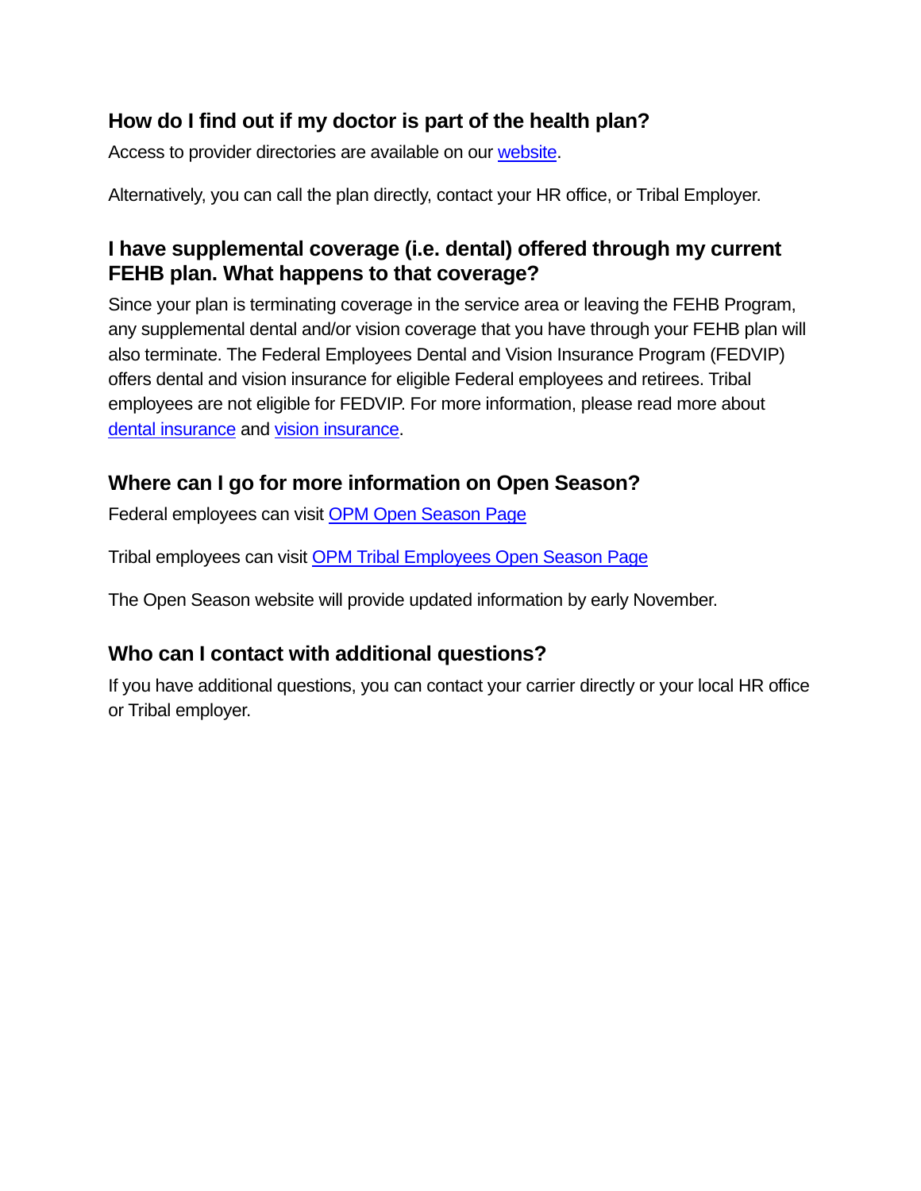## How do I find out if my doctor is part of the health plan?

Access to provider directories are available on our website.

Alternatively, you can call the plan directly, contact your HR office, or Tribal Employer.

## I have supplemental coverage (i.e. dental) offered through my current FEHB plan. What happens to that coverage?

Since your plan is terminating coverage in the service area or leaving the FEHB Program, any supplemental dental and/or vision coverage that you have through your FEHB plan will also terminate. The Federal Employees Dental and Vision Insurance Program (FEDVIP) offers dental and vision insurance for eligible Federal employees and retirees. Tribal employees are not eligible for FEDVIP. For more information, please read more about dental insurance and vision insurance.

## Where can I go for more information on Open Season?

Federal employees can visit OPM Open Season Page

Tribal employees can visit OPM Tribal Employees Open Season Page

The Open Season website will provide updated information by early November.

## Who can I contact with additional questions?

If you have additional questions, you can contact your carrier directly or your local HR office or Tribal employer.